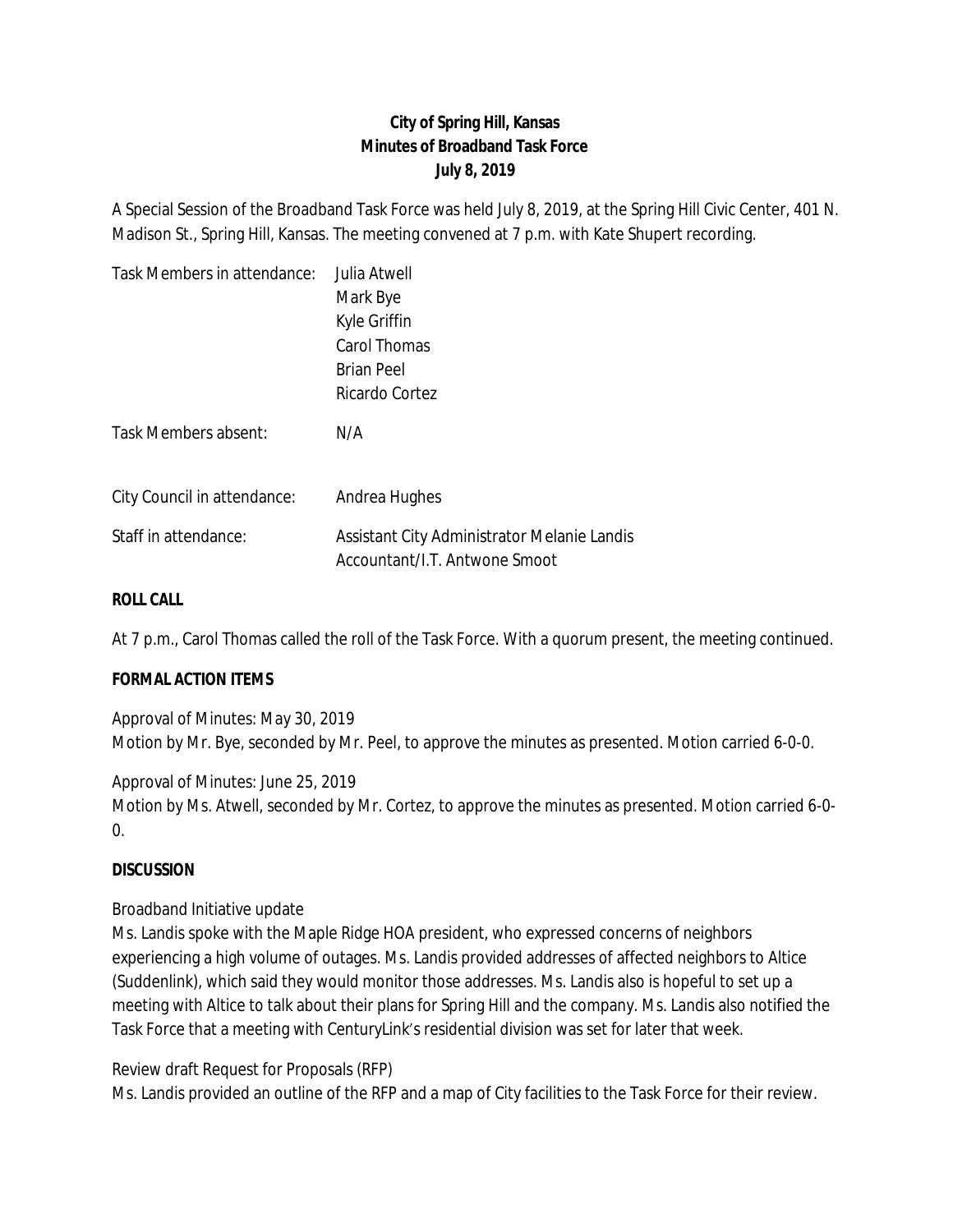**City of Spring Hill, Kansas**
**Minutes of Broadband Task Force**
**July 8, 2019**

A Special Session of the Broadband Task Force was held July 8, 2019, at the Spring Hill Civic Center, 401 N. Madison St., Spring Hill, Kansas. The meeting convened at 7 p.m. with Kate Shupert recording.

| | |
|---|---|
| Task Members in attendance: | Julia Atwell<br>Mark Bye<br>Kyle Griffin<br>Carol Thomas<br>Brian Peel<br>Ricardo Cortez |
| Task Members absent: | N/A |
| City Council in attendance: | Andrea Hughes |
| Staff in attendance: | Assistant City Administrator Melanie Landis<br>Accountant/I.T. Antwone Smoot |

**ROLL CALL**

At 7 p.m., Carol Thomas called the roll of the Task Force. With a quorum present, the meeting continued.

**FORMAL ACTION ITEMS**

Approval of Minutes: May 30, 2019
Motion by Mr. Bye, seconded by Mr. Peel, to approve the minutes as presented. Motion carried 6-0-0.

Approval of Minutes: June 25, 2019
Motion by Ms. Atwell, seconded by Mr. Cortez, to approve the minutes as presented. Motion carried 6-0-0.

**DISCUSSION**

Broadband Initiative update
Ms. Landis spoke with the Maple Ridge HOA president, who expressed concerns of neighbors experiencing a high volume of outages. Ms. Landis provided addresses of affected neighbors to Altice (Suddenlink), which said they would monitor those addresses. Ms. Landis also is hopeful to set up a meeting with Altice to talk about their plans for Spring Hill and the company. Ms. Landis also notified the Task Force that a meeting with CenturyLink's residential division was set for later that week.

Review draft Request for Proposals (RFP)
Ms. Landis provided an outline of the RFP and a map of City facilities to the Task Force for their review.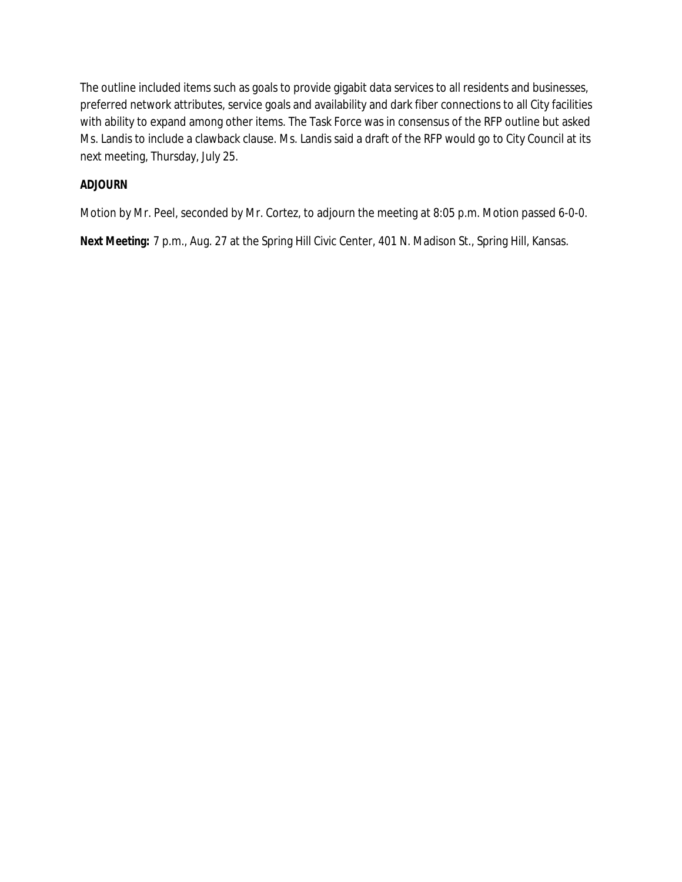The outline included items such as goals to provide gigabit data services to all residents and businesses, preferred network attributes, service goals and availability and dark fiber connections to all City facilities with ability to expand among other items. The Task Force was in consensus of the RFP outline but asked Ms. Landis to include a clawback clause. Ms. Landis said a draft of the RFP would go to City Council at its next meeting, Thursday, July 25.

**ADJOURN**

Motion by Mr. Peel, seconded by Mr. Cortez, to adjourn the meeting at 8:05 p.m. Motion passed 6-0-0.

**Next Meeting:** 7 p.m., Aug. 27 at the Spring Hill Civic Center, 401 N. Madison St., Spring Hill, Kansas.